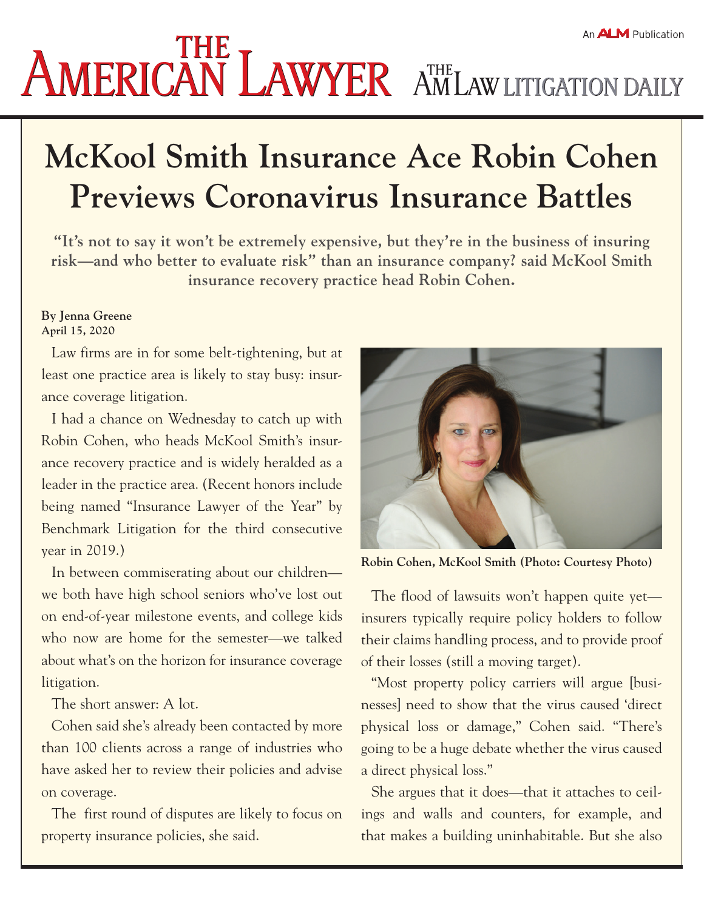# McKool Smith Insurance Ace Robin Cohen Previews Coronavirus Insurance Battles

**"It's not to say it won't be extremely expensive, but they're in the business of insuring risk—and who better to evaluate risk" than an insurance company? said McKool Smith insurance recovery practice head Robin Cohen.**

**By Jenna Greene**
**April 15, 2020**

Law firms are in for some belt-tightening, but at least one practice area is likely to stay busy: insurance coverage litigation.

I had a chance on Wednesday to catch up with Robin Cohen, who heads McKool Smith's insurance recovery practice and is widely heralded as a leader in the practice area. (Recent honors include being named "Insurance Lawyer of the Year" by Benchmark Litigation for the third consecutive year in 2019.)

In between commiserating about our children—we both have high school seniors who've lost out on end-of-year milestone events, and college kids who now are home for the semester—we talked about what's on the horizon for insurance coverage litigation.

The short answer: A lot.

Cohen said she's already been contacted by more than 100 clients across a range of industries who have asked her to review their policies and advise on coverage.

The first round of disputes are likely to focus on property insurance policies, she said.

**Robin Cohen, McKool Smith (Photo: Courtesy Photo)**

The flood of lawsuits won't happen quite yet—insurers typically require policy holders to follow their claims handling process, and to provide proof of their losses (still a moving target).

"Most property policy carriers will argue [businesses] need to show that the virus caused 'direct physical loss or damage," Cohen said. "There's going to be a huge debate whether the virus caused a direct physical loss."

She argues that it does—that it attaches to ceilings and walls and counters, for example, and that makes a building uninhabitable. But she also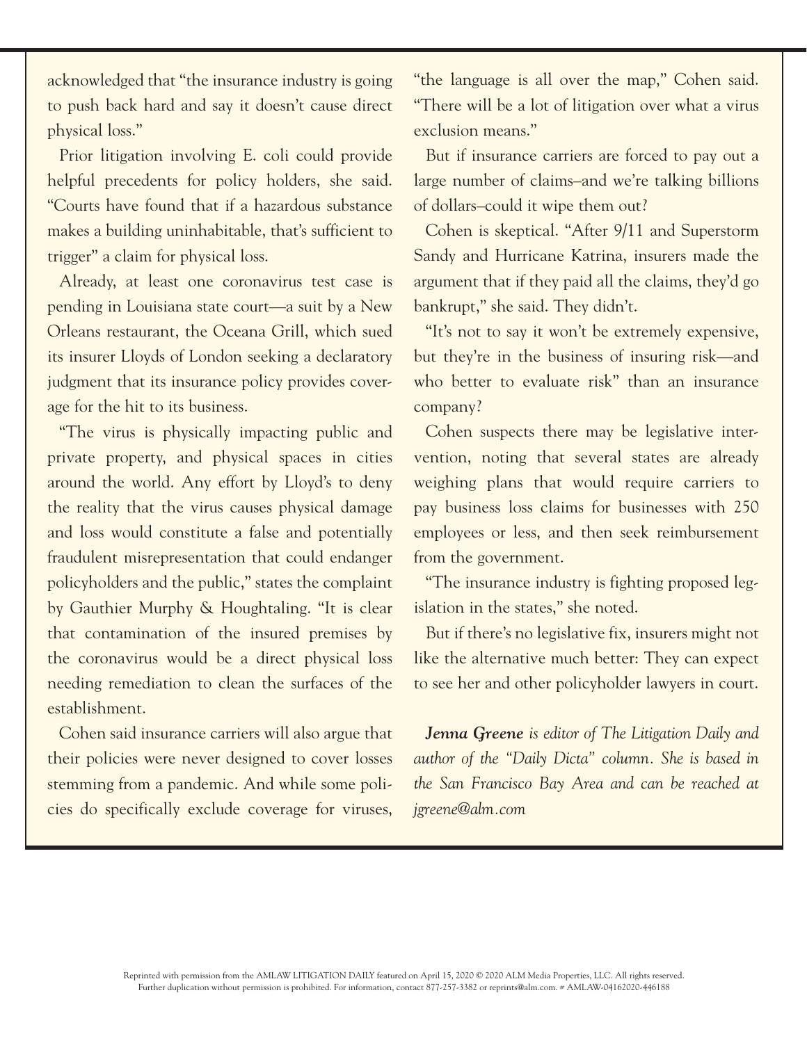acknowledged that "the insurance industry is going to push back hard and say it doesn't cause direct physical loss."

Prior litigation involving E. coli could provide helpful precedents for policy holders, she said. "Courts have found that if a hazardous substance makes a building uninhabitable, that's sufficient to trigger" a claim for physical loss.

Already, at least one coronavirus test case is pending in Louisiana state court—a suit by a New Orleans restaurant, the Oceana Grill, which sued its insurer Lloyds of London seeking a declaratory judgment that its insurance policy provides coverage for the hit to its business.

"The virus is physically impacting public and private property, and physical spaces in cities around the world. Any effort by Lloyd's to deny the reality that the virus causes physical damage and loss would constitute a false and potentially fraudulent misrepresentation that could endanger policyholders and the public," states the complaint by Gauthier Murphy & Houghtaling. "It is clear that contamination of the insured premises by the coronavirus would be a direct physical loss needing remediation to clean the surfaces of the establishment.

Cohen said insurance carriers will also argue that their policies were never designed to cover losses stemming from a pandemic. And while some policies do specifically exclude coverage for viruses, "the language is all over the map," Cohen said. "There will be a lot of litigation over what a virus exclusion means."

But if insurance carriers are forced to pay out a large number of claims–and we're talking billions of dollars–could it wipe them out?

Cohen is skeptical. "After 9/11 and Superstorm Sandy and Hurricane Katrina, insurers made the argument that if they paid all the claims, they'd go bankrupt," she said. They didn't.

"It's not to say it won't be extremely expensive, but they're in the business of insuring risk—and who better to evaluate risk" than an insurance company?

Cohen suspects there may be legislative intervention, noting that several states are already weighing plans that would require carriers to pay business loss claims for businesses with 250 employees or less, and then seek reimbursement from the government.

"The insurance industry is fighting proposed legislation in the states," she noted.

But if there's no legislative fix, insurers might not like the alternative much better: They can expect to see her and other policyholder lawyers in court.

***Jenna Greene*** *is editor of The Litigation Daily and author of the "Daily Dicta" column. She is based in the San Francisco Bay Area and can be reached at jgreene@alm.com*

Reprinted with permission from the AMLAW LITIGATION DAILY featured on April 15, 2020 © 2020 ALM Media Properties, LLC. All rights reserved. Further duplication without permission is prohibited. For information, contact 877-257-3382 or reprints@alm.com. # AMLAW-04162020-446188